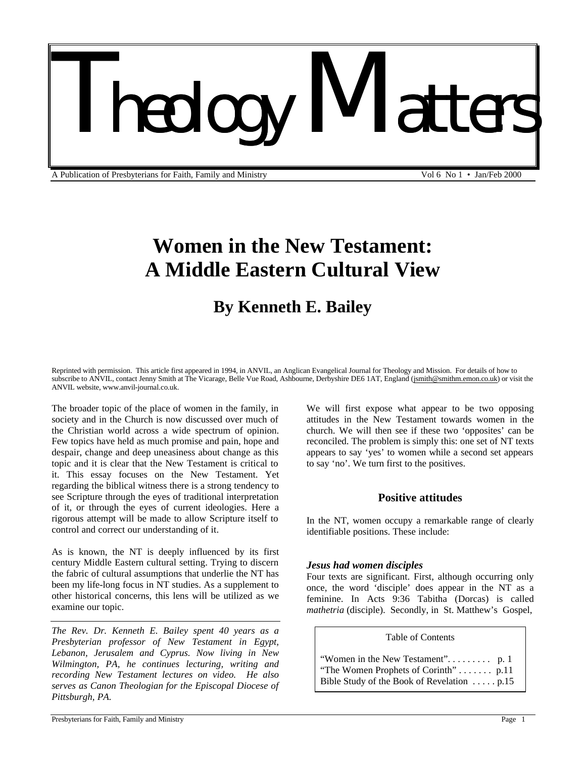# Theology Matters

A Publication of Presbyterians for Faith, Family and Ministry — Vol 6 No 1 • Jan/Feb 2000

# Women in the New Testament: A Middle Eastern Cultural View

## By Kenneth E. Bailey

Reprinted with permission. This article first appeared in 1994, in ANVIL, an Anglican Evangelical Journal for Theology and Mission. For details of how to subscribe to ANVIL, contact Jenny Smith at The Vicarage, Belle Vue Road, Ashbourne, Derbyshire DE6 1AT, England (jsmith@smithm.emon.co.uk) or visit the ANVIL website, www.anvil-journal.co.uk.

The broader topic of the place of women in the family, in society and in the Church is now discussed over much of the Christian world across a wide spectrum of opinion. Few topics have held as much promise and pain, hope and despair, change and deep uneasiness about change as this topic and it is clear that the New Testament is critical to it. This essay focuses on the New Testament. Yet regarding the biblical witness there is a strong tendency to see Scripture through the eyes of traditional interpretation of it, or through the eyes of current ideologies. Here a rigorous attempt will be made to allow Scripture itself to control and correct our understanding of it.

As is known, the NT is deeply influenced by its first century Middle Eastern cultural setting. Trying to discern the fabric of cultural assumptions that underlie the NT has been my life-long focus in NT studies. As a supplement to other historical concerns, this lens will be utilized as we examine our topic.

*The Rev. Dr. Kenneth E. Bailey spent 40 years as a Presbyterian professor of New Testament in Egypt, Lebanon, Jerusalem and Cyprus. Now living in New Wilmington, PA, he continues lecturing, writing and recording New Testament lectures on video. He also serves as Canon Theologian for the Episcopal Diocese of Pittsburgh, PA.*

We will first expose what appear to be two opposing attitudes in the New Testament towards women in the church. We will then see if these two 'opposites' can be reconciled. The problem is simply this: one set of NT texts appears to say 'yes' to women while a second set appears to say 'no'. We turn first to the positives.

### Positive attitudes

In the NT, women occupy a remarkable range of clearly identifiable positions. These include:

#### *Jesus had women disciples*

Four texts are significant. First, although occurring only once, the word 'disciple' does appear in the NT as a feminine. In Acts 9:36 Tabitha (Dorcas) is called *mathetria* (disciple). Secondly, in St. Matthew's Gospel,

| Table of Contents | |
|---|---|
| "Women in the New Testament" | p. 1 |
| "The Women Prophets of Corinth" | p.11 |
| Bible Study of the Book of Revelation | p.15 |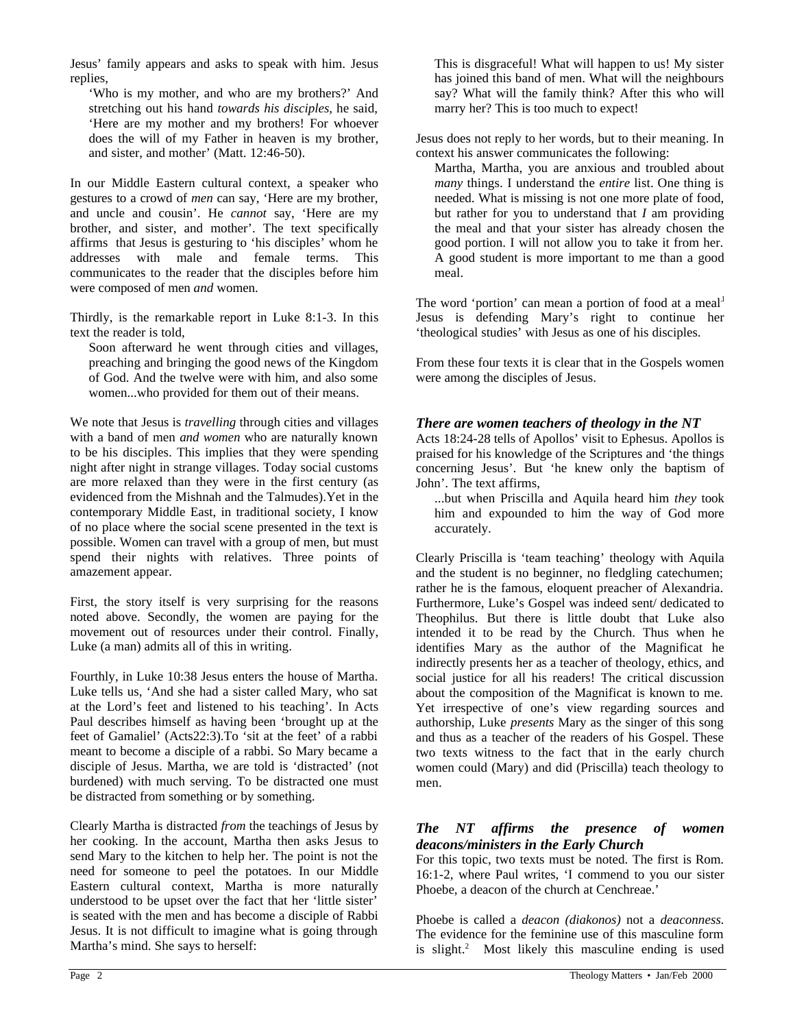Jesus' family appears and asks to speak with him. Jesus replies,

> 'Who is my mother, and who are my brothers?' And stretching out his hand *towards his disciples*, he said, 'Here are my mother and my brothers! For whoever does the will of my Father in heaven is my brother, and sister, and mother' (Matt. 12:46-50).

In our Middle Eastern cultural context, a speaker who gestures to a crowd of *men* can say, 'Here are my brother, and uncle and cousin'. He *cannot* say, 'Here are my brother, and sister, and mother'. The text specifically affirms that Jesus is gesturing to 'his disciples' whom he addresses with male and female terms. This communicates to the reader that the disciples before him were composed of men *and* women.

Thirdly, is the remarkable report in Luke 8:1-3. In this text the reader is told,

> Soon afterward he went through cities and villages, preaching and bringing the good news of the Kingdom of God. And the twelve were with him, and also some women...who provided for them out of their means.

We note that Jesus is *travelling* through cities and villages with a band of men *and women* who are naturally known to be his disciples. This implies that they were spending night after night in strange villages. Today social customs are more relaxed than they were in the first century (as evidenced from the Mishnah and the Talmudes).Yet in the contemporary Middle East, in traditional society, I know of no place where the social scene presented in the text is possible. Women can travel with a group of men, but must spend their nights with relatives. Three points of amazement appear.

First, the story itself is very surprising for the reasons noted above. Secondly, the women are paying for the movement out of resources under their control. Finally, Luke (a man) admits all of this in writing.

Fourthly, in Luke 10:38 Jesus enters the house of Martha. Luke tells us, 'And she had a sister called Mary, who sat at the Lord's feet and listened to his teaching'. In Acts Paul describes himself as having been 'brought up at the feet of Gamaliel' (Acts22:3).To 'sit at the feet' of a rabbi meant to become a disciple of a rabbi. So Mary became a disciple of Jesus. Martha, we are told is 'distracted' (not burdened) with much serving. To be distracted one must be distracted from something or by something.

Clearly Martha is distracted *from* the teachings of Jesus by her cooking. In the account, Martha then asks Jesus to send Mary to the kitchen to help her. The point is not the need for someone to peel the potatoes. In our Middle Eastern cultural context, Martha is more naturally understood to be upset over the fact that her 'little sister' is seated with the men and has become a disciple of Rabbi Jesus. It is not difficult to imagine what is going through Martha's mind. She says to herself:

> This is disgraceful! What will happen to us! My sister has joined this band of men. What will the neighbours say? What will the family think? After this who will marry her? This is too much to expect!

Jesus does not reply to her words, but to their meaning. In context his answer communicates the following:

> Martha, Martha, you are anxious and troubled about *many* things. I understand the *entire* list. One thing is needed. What is missing is not one more plate of food, but rather for you to understand that *I* am providing the meal and that your sister has already chosen the good portion. I will not allow you to take it from her. A good student is more important to me than a good meal.

The word 'portion' can mean a portion of food at a meal[1] Jesus is defending Mary's right to continue her 'theological studies' with Jesus as one of his disciples.

From these four texts it is clear that in the Gospels women were among the disciples of Jesus.

### *There are women teachers of theology in the NT*

Acts 18:24-28 tells of Apollos' visit to Ephesus. Apollos is praised for his knowledge of the Scriptures and 'the things concerning Jesus'. But 'he knew only the baptism of John'. The text affirms,

> ...but when Priscilla and Aquila heard him *they* took him and expounded to him the way of God more accurately.

Clearly Priscilla is 'team teaching' theology with Aquila and the student is no beginner, no fledgling catechumen; rather he is the famous, eloquent preacher of Alexandria. Furthermore, Luke's Gospel was indeed sent/ dedicated to Theophilus. But there is little doubt that Luke also intended it to be read by the Church. Thus when he identifies Mary as the author of the Magnificat he indirectly presents her as a teacher of theology, ethics, and social justice for all his readers! The critical discussion about the composition of the Magnificat is known to me. Yet irrespective of one's view regarding sources and authorship, Luke *presents* Mary as the singer of this song and thus as a teacher of the readers of his Gospel. These two texts witness to the fact that in the early church women could (Mary) and did (Priscilla) teach theology to men.

### *The NT affirms the presence of women deacons/ministers in the Early Church*

For this topic, two texts must be noted. The first is Rom. 16:1-2, where Paul writes, 'I commend to you our sister Phoebe, a deacon of the church at Cenchreae.'

Phoebe is called a *deacon (diakonos)* not a *deaconness.* The evidence for the feminine use of this masculine form is slight.[2] Most likely this masculine ending is used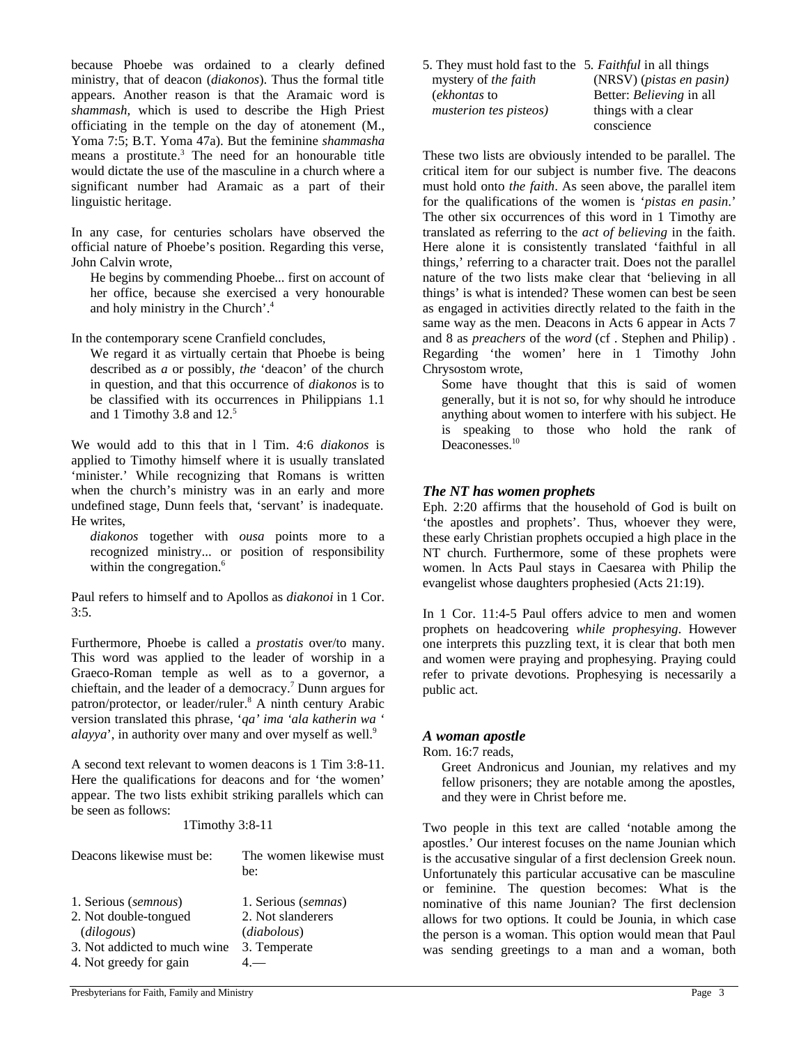because Phoebe was ordained to a clearly defined ministry, that of deacon (*diakonos*). Thus the formal title appears. Another reason is that the Aramaic word is *shammash*, which is used to describe the High Priest officiating in the temple on the day of atonement (M., Yoma 7:5; B.T. Yoma 47a). But the feminine *shammasha* means a prostitute.[3] The need for an honourable title would dictate the use of the masculine in a church where a significant number had Aramaic as a part of their linguistic heritage.

In any case, for centuries scholars have observed the official nature of Phoebe's position. Regarding this verse, John Calvin wrote,

> He begins by commending Phoebe... first on account of her office, because she exercised a very honourable and holy ministry in the Church'.[4]

In the contemporary scene Cranfield concludes,

> We regard it as virtually certain that Phoebe is being described as *a* or possibly, *the* 'deacon' of the church in question, and that this occurrence of *diakonos* is to be classified with its occurrences in Philippians 1.1 and 1 Timothy 3.8 and 12.[5]

We would add to this that in l Tim. 4:6 *diakonos* is applied to Timothy himself where it is usually translated 'minister.' While recognizing that Romans is written when the church's ministry was in an early and more undefined stage, Dunn feels that, 'servant' is inadequate. He writes,

> *diakonos* together with *ousa* points more to a recognized ministry... or position of responsibility within the congregation.[6]

Paul refers to himself and to Apollos as *diakonoi* in 1 Cor. 3:5.

Furthermore, Phoebe is called a *prostatis* over/to many. This word was applied to the leader of worship in a Graeco-Roman temple as well as to a governor, a chieftain, and the leader of a democracy.[7] Dunn argues for patron/protector, or leader/ruler.[8] A ninth century Arabic version translated this phrase, '*qa' ima 'ala katherin wa ' alayya*', in authority over many and over myself as well.[9]

A second text relevant to women deacons is 1 Tim 3:8-11. Here the qualifications for deacons and for 'the women' appear. The two lists exhibit striking parallels which can be seen as follows:

1Timothy 3:8-11

| Deacons likewise must be: | The women likewise must be: |
|---|---|
| 1. Serious (*semnous*) | 1. Serious (*semnas*) |
| 2. Not double-tongued (*dilogous*) | 2. Not slanderers (*diabolous*) |
| 3. Not addicted to much wine | 3. Temperate |
| 4. Not greedy for gain | 4.— |
| 5. They must hold fast to the mystery of *the faith* (*ekhontas* to *musterion tes pisteos)* | 5. *Faithful* in all things (NRSV) (*pistas en pasin)* Better: *Believing* in all things with a clear conscience |

These two lists are obviously intended to be parallel. The critical item for our subject is number five. The deacons must hold onto *the faith*. As seen above, the parallel item for the qualifications of the women is '*pistas en pasin*.' The other six occurrences of this word in 1 Timothy are translated as referring to the *act of believing* in the faith. Here alone it is consistently translated 'faithful in all things,' referring to a character trait. Does not the parallel nature of the two lists make clear that 'believing in all things' is what is intended? These women can best be seen as engaged in activities directly related to the faith in the same way as the men. Deacons in Acts 6 appear in Acts 7 and 8 as *preachers* of the *word* (cf . Stephen and Philip) . Regarding 'the women' here in 1 Timothy John Chrysostom wrote,

> Some have thought that this is said of women generally, but it is not so, for why should he introduce anything about women to interfere with his subject. He is speaking to those who hold the rank of Deaconesses.[10]

### *The NT has women prophets*

Eph. 2:20 affirms that the household of God is built on 'the apostles and prophets'. Thus, whoever they were, these early Christian prophets occupied a high place in the NT church. Furthermore, some of these prophets were women. ln Acts Paul stays in Caesarea with Philip the evangelist whose daughters prophesied (Acts 21:19).

In 1 Cor. 11:4-5 Paul offers advice to men and women prophets on headcovering *while prophesying*. However one interprets this puzzling text, it is clear that both men and women were praying and prophesying. Praying could refer to private devotions. Prophesying is necessarily a public act.

### *A woman apostle*

Rom. 16:7 reads,

> Greet Andronicus and Jounian, my relatives and my fellow prisoners; they are notable among the apostles, and they were in Christ before me.

Two people in this text are called 'notable among the apostles.' Our interest focuses on the name Jounian which is the accusative singular of a first declension Greek noun. Unfortunately this particular accusative can be masculine or feminine. The question becomes: What is the nominative of this name Jounian? The first declension allows for two options. It could be Jounia, in which case the person is a woman. This option would mean that Paul was sending greetings to a man and a woman, both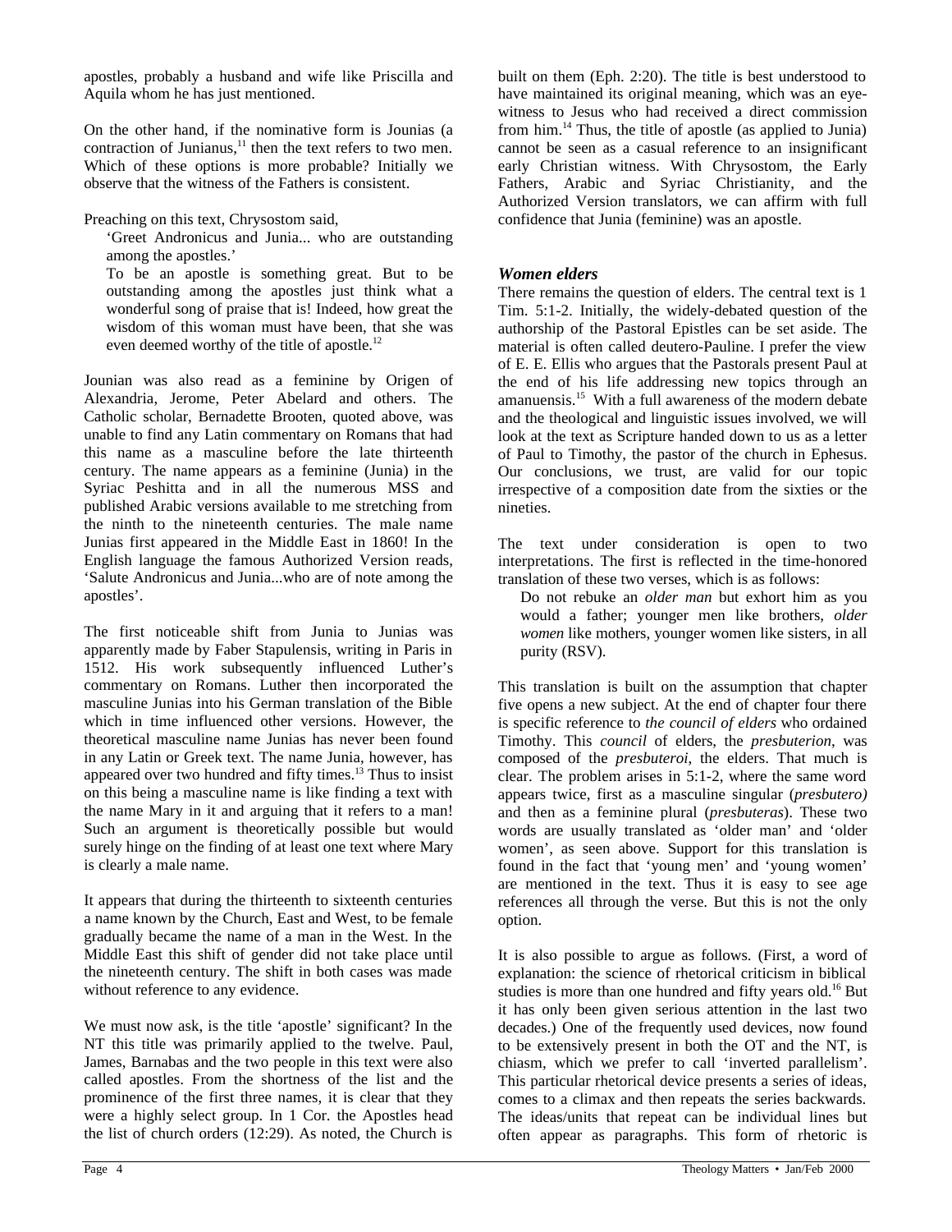apostles, probably a husband and wife like Priscilla and Aquila whom he has just mentioned.

On the other hand, if the nominative form is Jounias (a contraction of Junianus,[11] then the text refers to two men. Which of these options is more probable? Initially we observe that the witness of the Fathers is consistent.

Preaching on this text, Chrysostom said,

> 'Greet Andronicus and Junia... who are outstanding among the apostles.'
>
> To be an apostle is something great. But to be outstanding among the apostles just think what a wonderful song of praise that is! Indeed, how great the wisdom of this woman must have been, that she was even deemed worthy of the title of apostle.[12]

Jounian was also read as a feminine by Origen of Alexandria, Jerome, Peter Abelard and others. The Catholic scholar, Bernadette Brooten, quoted above, was unable to find any Latin commentary on Romans that had this name as a masculine before the late thirteenth century. The name appears as a feminine (Junia) in the Syriac Peshitta and in all the numerous MSS and published Arabic versions available to me stretching from the ninth to the nineteenth centuries. The male name Junias first appeared in the Middle East in 1860! In the English language the famous Authorized Version reads, 'Salute Andronicus and Junia...who are of note among the apostles'.

The first noticeable shift from Junia to Junias was apparently made by Faber Stapulensis, writing in Paris in 1512. His work subsequently influenced Luther's commentary on Romans. Luther then incorporated the masculine Junias into his German translation of the Bible which in time influenced other versions. However, the theoretical masculine name Junias has never been found in any Latin or Greek text. The name Junia, however, has appeared over two hundred and fifty times.[13] Thus to insist on this being a masculine name is like finding a text with the name Mary in it and arguing that it refers to a man! Such an argument is theoretically possible but would surely hinge on the finding of at least one text where Mary is clearly a male name.

It appears that during the thirteenth to sixteenth centuries a name known by the Church, East and West, to be female gradually became the name of a man in the West. In the Middle East this shift of gender did not take place until the nineteenth century. The shift in both cases was made without reference to any evidence.

We must now ask, is the title 'apostle' significant? In the NT this title was primarily applied to the twelve. Paul, James, Barnabas and the two people in this text were also called apostles. From the shortness of the list and the prominence of the first three names, it is clear that they were a highly select group. In 1 Cor. the Apostles head the list of church orders (12:29). As noted, the Church is built on them (Eph. 2:20). The title is best understood to have maintained its original meaning, which was an eye-witness to Jesus who had received a direct commission from him.[14] Thus, the title of apostle (as applied to Junia) cannot be seen as a casual reference to an insignificant early Christian witness. With Chrysostom, the Early Fathers, Arabic and Syriac Christianity, and the Authorized Version translators, we can affirm with full confidence that Junia (feminine) was an apostle.

### *Women elders*

There remains the question of elders. The central text is 1 Tim. 5:1-2. Initially, the widely-debated question of the authorship of the Pastoral Epistles can be set aside. The material is often called deutero-Pauline. I prefer the view of E. E. Ellis who argues that the Pastorals present Paul at the end of his life addressing new topics through an amanuensis.[15] With a full awareness of the modern debate and the theological and linguistic issues involved, we will look at the text as Scripture handed down to us as a letter of Paul to Timothy, the pastor of the church in Ephesus. Our conclusions, we trust, are valid for our topic irrespective of a composition date from the sixties or the nineties.

The text under consideration is open to two interpretations. The first is reflected in the time-honored translation of these two verses, which is as follows:

> Do not rebuke an *older man* but exhort him as you would a father; younger men like brothers, *older women* like mothers, younger women like sisters, in all purity (RSV).

This translation is built on the assumption that chapter five opens a new subject. At the end of chapter four there is specific reference to *the council of elders* who ordained Timothy. This *council* of elders, the *presbuterion*, was composed of the *presbuteroi*, the elders. That much is clear. The problem arises in 5:1-2, where the same word appears twice, first as a masculine singular (*presbutero)* and then as a feminine plural (*presbuteras*). These two words are usually translated as 'older man' and 'older women', as seen above. Support for this translation is found in the fact that 'young men' and 'young women' are mentioned in the text. Thus it is easy to see age references all through the verse. But this is not the only option.

It is also possible to argue as follows. (First, a word of explanation: the science of rhetorical criticism in biblical studies is more than one hundred and fifty years old.[16] But it has only been given serious attention in the last two decades.) One of the frequently used devices, now found to be extensively present in both the OT and the NT, is chiasm, which we prefer to call 'inverted parallelism'. This particular rhetorical device presents a series of ideas, comes to a climax and then repeats the series backwards. The ideas/units that repeat can be individual lines but often appear as paragraphs. This form of rhetoric is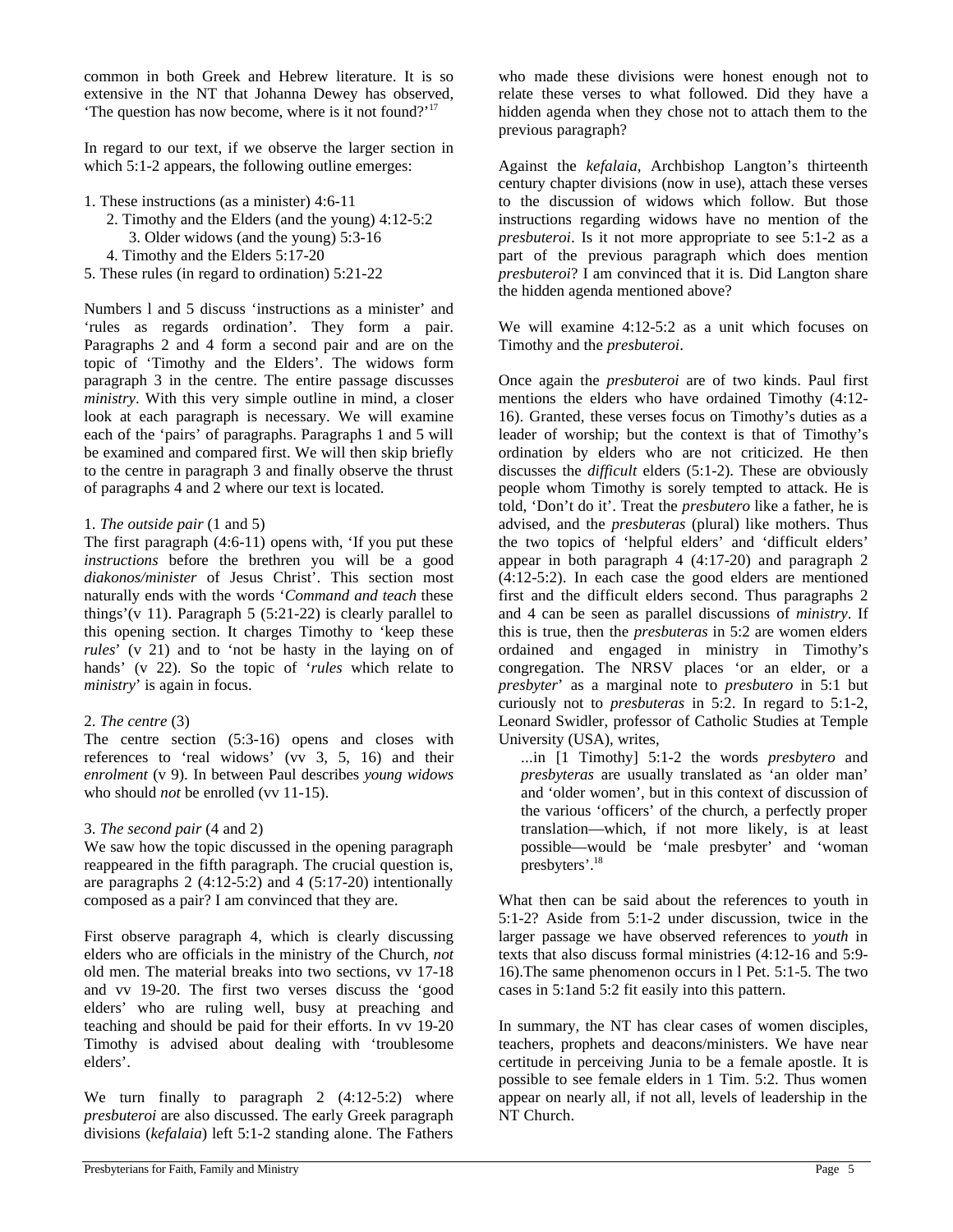common in both Greek and Hebrew literature. It is so extensive in the NT that Johanna Dewey has observed, 'The question has now become, where is it not found?'[17]

In regard to our text, if we observe the larger section in which 5:1-2 appears, the following outline emerges:

1. These instructions (as a minister) 4:6-11
   2. Timothy and the Elders (and the young) 4:12-5:2
      3. Older widows (and the young) 5:3-16
   4. Timothy and the Elders 5:17-20
5. These rules (in regard to ordination) 5:21-22

Numbers 1 and 5 discuss 'instructions as a minister' and 'rules as regards ordination'. They form a pair. Paragraphs 2 and 4 form a second pair and are on the topic of 'Timothy and the Elders'. The widows form paragraph 3 in the centre. The entire passage discusses *ministry*. With this very simple outline in mind, a closer look at each paragraph is necessary. We will examine each of the 'pairs' of paragraphs. Paragraphs 1 and 5 will be examined and compared first. We will then skip briefly to the centre in paragraph 3 and finally observe the thrust of paragraphs 4 and 2 where our text is located.

1. *The outside pair* (1 and 5)

The first paragraph (4:6-11) opens with, 'If you put these *instructions* before the brethren you will be a good *diakonos/minister* of Jesus Christ'. This section most naturally ends with the words '*Command and teach* these things'(v 11). Paragraph 5 (5:21-22) is clearly parallel to this opening section. It charges Timothy to 'keep these *rules*' (v 21) and to 'not be hasty in the laying on of hands' (v 22). So the topic of '*rules* which relate to *ministry*' is again in focus.

2. *The centre* (3)

The centre section (5:3-16) opens and closes with references to 'real widows' (vv 3, 5, 16) and their *enrolment* (v 9). In between Paul describes *young widows* who should *not* be enrolled (vv 11-15).

3. *The second pair* (4 and 2)

We saw how the topic discussed in the opening paragraph reappeared in the fifth paragraph. The crucial question is, are paragraphs 2 (4:12-5:2) and 4 (5:17-20) intentionally composed as a pair? I am convinced that they are.

First observe paragraph 4, which is clearly discussing elders who are officials in the ministry of the Church, *not* old men. The material breaks into two sections, vv 17-18 and vv 19-20. The first two verses discuss the 'good elders' who are ruling well, busy at preaching and teaching and should be paid for their efforts. In vv 19-20 Timothy is advised about dealing with 'troublesome elders'.

We turn finally to paragraph 2 (4:12-5:2) where *presbuteroi* are also discussed. The early Greek paragraph divisions (*kefalaia*) left 5:1-2 standing alone. The Fathers who made these divisions were honest enough not to relate these verses to what followed. Did they have a hidden agenda when they chose not to attach them to the previous paragraph?

Against the *kefalaia*, Archbishop Langton's thirteenth century chapter divisions (now in use), attach these verses to the discussion of widows which follow. But those instructions regarding widows have no mention of the *presbuteroi*. Is it not more appropriate to see 5:1-2 as a part of the previous paragraph which does mention *presbuteroi*? I am convinced that it is. Did Langton share the hidden agenda mentioned above?

We will examine 4:12-5:2 as a unit which focuses on Timothy and the *presbuteroi*.

Once again the *presbuteroi* are of two kinds. Paul first mentions the elders who have ordained Timothy (4:12-16). Granted, these verses focus on Timothy's duties as a leader of worship; but the context is that of Timothy's ordination by elders who are not criticized. He then discusses the *difficult* elders (5:1-2). These are obviously people whom Timothy is sorely tempted to attack. He is told, 'Don't do it'. Treat the *presbutero* like a father, he is advised, and the *presbuteras* (plural) like mothers. Thus the two topics of 'helpful elders' and 'difficult elders' appear in both paragraph 4 (4:17-20) and paragraph 2 (4:12-5:2). In each case the good elders are mentioned first and the difficult elders second. Thus paragraphs 2 and 4 can be seen as parallel discussions of *ministry*. If this is true, then the *presbuteras* in 5:2 are women elders ordained and engaged in ministry in Timothy's congregation. The NRSV places 'or an elder, or a *presbyter*' as a marginal note to *presbutero* in 5:1 but curiously not to *presbuteras* in 5:2. In regard to 5:1-2, Leonard Swidler, professor of Catholic Studies at Temple University (USA), writes,

> ...in [1 Timothy] 5:1-2 the words *presbytero* and *presbyteras* are usually translated as 'an older man' and 'older women', but in this context of discussion of the various 'officers' of the church, a perfectly proper translation—which, if not more likely, is at least possible—would be 'male presbyter' and 'woman presbyters'.[18]

What then can be said about the references to youth in 5:1-2? Aside from 5:1-2 under discussion, twice in the larger passage we have observed references to *youth* in texts that also discuss formal ministries (4:12-16 and 5:9-16).The same phenomenon occurs in 1 Pet. 5:1-5. The two cases in 5:1and 5:2 fit easily into this pattern.

In summary, the NT has clear cases of women disciples, teachers, prophets and deacons/ministers. We have near certitude in perceiving Junia to be a female apostle. It is possible to see female elders in 1 Tim. 5:2. Thus women appear on nearly all, if not all, levels of leadership in the NT Church.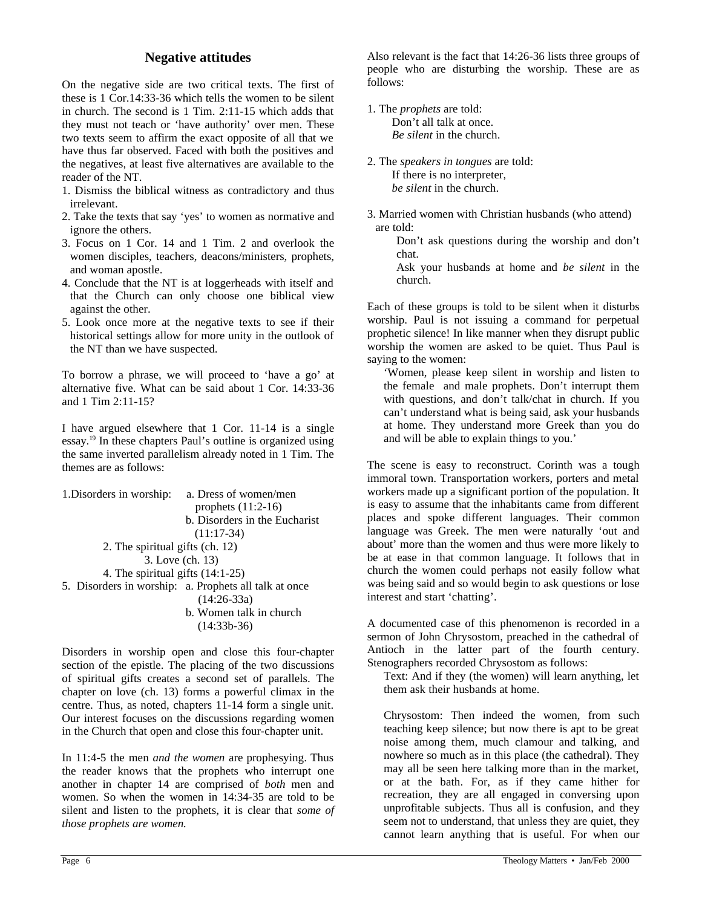## Negative attitudes

On the negative side are two critical texts. The first of these is 1 Cor.14:33-36 which tells the women to be silent in church. The second is 1 Tim. 2:11-15 which adds that they must not teach or 'have authority' over men. These two texts seem to affirm the exact opposite of all that we have thus far observed. Faced with both the positives and the negatives, at least five alternatives are available to the reader of the NT.

1. Dismiss the biblical witness as contradictory and thus irrelevant.
2. Take the texts that say 'yes' to women as normative and ignore the others.
3. Focus on 1 Cor. 14 and 1 Tim. 2 and overlook the women disciples, teachers, deacons/ministers, prophets, and woman apostle.
4. Conclude that the NT is at loggerheads with itself and that the Church can only choose one biblical view against the other.
5. Look once more at the negative texts to see if their historical settings allow for more unity in the outlook of the NT than we have suspected.

To borrow a phrase, we will proceed to 'have a go' at alternative five. What can be said about 1 Cor. 14:33-36 and 1 Tim 2:11-15?

I have argued elsewhere that 1 Cor. 11-14 is a single essay.[19] In these chapters Paul's outline is organized using the same inverted parallelism already noted in 1 Tim. The themes are as follows:

1. Disorders in worship:
   - a. Dress of women/men prophets (11:2-16)
   - b. Disorders in the Eucharist (11:17-34)

   2. The spiritual gifts (ch. 12)

      3. Love (ch. 13)

   4. The spiritual gifts (14:1-25)

5. Disorders in worship:
   - a. Prophets all talk at once (14:26-33a)
   - b. Women talk in church (14:33b-36)

Disorders in worship open and close this four-chapter section of the epistle. The placing of the two discussions of spiritual gifts creates a second set of parallels. The chapter on love (ch. 13) forms a powerful climax in the centre. Thus, as noted, chapters 11-14 form a single unit. Our interest focuses on the discussions regarding women in the Church that open and close this four-chapter unit.

In 11:4-5 the men *and the women* are prophesying. Thus the reader knows that the prophets who interrupt one another in chapter 14 are comprised of *both* men and women. So when the women in 14:34-35 are told to be silent and listen to the prophets, it is clear that *some of those prophets are women.*

Also relevant is the fact that 14:26-36 lists three groups of people who are disturbing the worship. These are as follows:

1. The *prophets* are told:
   Don't all talk at once.
   *Be silent* in the church.

2. The *speakers in tongues* are told:
   If there is no interpreter,
   *be silent* in the church.

3. Married women with Christian husbands (who attend) are told:
   Don't ask questions during the worship and don't chat.
   Ask your husbands at home and *be silent* in the church.

Each of these groups is told to be silent when it disturbs worship. Paul is not issuing a command for perpetual prophetic silence! In like manner when they disrupt public worship the women are asked to be quiet. Thus Paul is saying to the women:

> 'Women, please keep silent in worship and listen to the female and male prophets. Don't interrupt them with questions, and don't talk/chat in church. If you can't understand what is being said, ask your husbands at home. They understand more Greek than you do and will be able to explain things to you.'

The scene is easy to reconstruct. Corinth was a tough immoral town. Transportation workers, porters and metal workers made up a significant portion of the population. It is easy to assume that the inhabitants came from different places and spoke different languages. Their common language was Greek. The men were naturally 'out and about' more than the women and thus were more likely to be at ease in that common language. It follows that in church the women could perhaps not easily follow what was being said and so would begin to ask questions or lose interest and start 'chatting'.

A documented case of this phenomenon is recorded in a sermon of John Chrysostom, preached in the cathedral of Antioch in the latter part of the fourth century. Stenographers recorded Chrysostom as follows:

> Text: And if they (the women) will learn anything, let them ask their husbands at home.
>
> Chrysostom: Then indeed the women, from such teaching keep silence; but now there is apt to be great noise among them, much clamour and talking, and nowhere so much as in this place (the cathedral). They may all be seen here talking more than in the market, or at the bath. For, as if they came hither for recreation, they are all engaged in conversing upon unprofitable subjects. Thus all is confusion, and they seem not to understand, that unless they are quiet, they cannot learn anything that is useful. For when our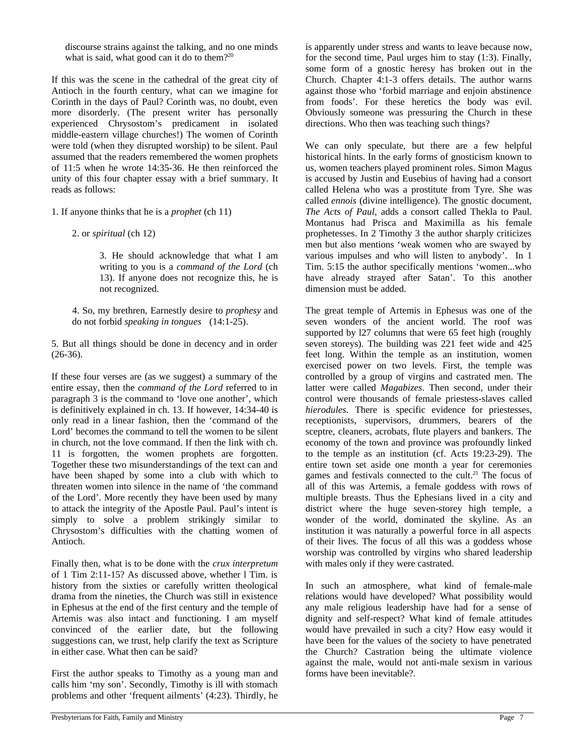> discourse strains against the talking, and no one minds what is said, what good can it do to them?[20]

If this was the scene in the cathedral of the great city of Antioch in the fourth century, what can we imagine for Corinth in the days of Paul? Corinth was, no doubt, even more disorderly. (The present writer has personally experienced Chrysostom's predicament in isolated middle-eastern village churches!) The women of Corinth were told (when they disrupted worship) to be silent. Paul assumed that the readers remembered the women prophets of 11:5 when he wrote 14:35-36. He then reinforced the unity of this four chapter essay with a brief summary. It reads as follows:

1. If anyone thinks that he is a *prophet* (ch 11)

2. or *spiritual* (ch 12)

3. He should acknowledge that what I am writing to you is a *command of the Lord* (ch 13). If anyone does not recognize this, he is not recognized.

4. So, my brethren, Earnestly desire to *prophesy* and do not forbid *speaking in tongues* (14:1-25).

5. But all things should be done in decency and in order (26-36).

If these four verses are (as we suggest) a summary of the entire essay, then the *command of the Lord* referred to in paragraph 3 is the command to 'love one another', which is definitively explained in ch. 13. If however, 14:34-40 is only read in a linear fashion, then the 'command of the Lord' becomes the command to tell the women to be silent in church, not the love command. If then the link with ch. 11 is forgotten, the women prophets are forgotten. Together these two misunderstandings of the text can and have been shaped by some into a club with which to threaten women into silence in the name of 'the command of the Lord'. More recently they have been used by many to attack the integrity of the Apostle Paul. Paul's intent is simply to solve a problem strikingly similar to Chrysostom's difficulties with the chatting women of Antioch.

Finally then, what is to be done with the *crux interpretum* of 1 Tim 2:11-15? As discussed above, whether l Tim. is history from the sixties or carefully written theological drama from the nineties, the Church was still in existence in Ephesus at the end of the first century and the temple of Artemis was also intact and functioning. I am myself convinced of the earlier date, but the following suggestions can, we trust, help clarify the text as Scripture in either case. What then can be said?

First the author speaks to Timothy as a young man and calls him 'my son'. Secondly, Timothy is ill with stomach problems and other 'frequent ailments' (4:23). Thirdly, he is apparently under stress and wants to leave because now, for the second time, Paul urges him to stay (1:3). Finally, some form of a gnostic heresy has broken out in the Church. Chapter 4:1-3 offers details. The author warns against those who 'forbid marriage and enjoin abstinence from foods'. For these heretics the body was evil. Obviously someone was pressuring the Church in these directions. Who then was teaching such things?

We can only speculate, but there are a few helpful historical hints. In the early forms of gnosticism known to us, women teachers played prominent roles. Simon Magus is accused by Justin and Eusebius of having had a consort called Helena who was a prostitute from Tyre. She was called *ennois* (divine intelligence). The gnostic document, *The Acts of Paul*, adds a consort called Thekla to Paul. Montanus had Prisca and Maximilla as his female prophetesses. In 2 Timothy 3 the author sharply criticizes men but also mentions 'weak women who are swayed by various impulses and who will listen to anybody'. In 1 Tim. 5:15 the author specifically mentions 'women...who have already strayed after Satan'. To this another dimension must be added.

The great temple of Artemis in Ephesus was one of the seven wonders of the ancient world. The roof was supported by l27 columns that were 65 feet high (roughly seven storeys). The building was 221 feet wide and 425 feet long. Within the temple as an institution, women exercised power on two levels. First, the temple was controlled by a group of virgins and castrated men. The latter were called *Magabizes*. Then second, under their control were thousands of female priestess-slaves called *hierodules.* There is specific evidence for priestesses, receptionists, supervisors, drummers, bearers of the sceptre, cleaners, acrobats, flute players and bankers. The economy of the town and province was profoundly linked to the temple as an institution (cf. Acts 19:23-29). The entire town set aside one month a year for ceremonies games and festivals connected to the cult.[21] The focus of all of this was Artemis, a female goddess with rows of multiple breasts. Thus the Ephesians lived in a city and district where the huge seven-storey high temple, a wonder of the world, dominated the skyline. As an institution it was naturally a powerful force in all aspects of their lives. The focus of all this was a goddess whose worship was controlled by virgins who shared leadership with males only if they were castrated.

In such an atmosphere, what kind of female-male relations would have developed? What possibility would any male religious leadership have had for a sense of dignity and self-respect? What kind of female attitudes would have prevailed in such a city? How easy would it have been for the values of the society to have penetrated the Church? Castration being the ultimate violence against the male, would not anti-male sexism in various forms have been inevitable?.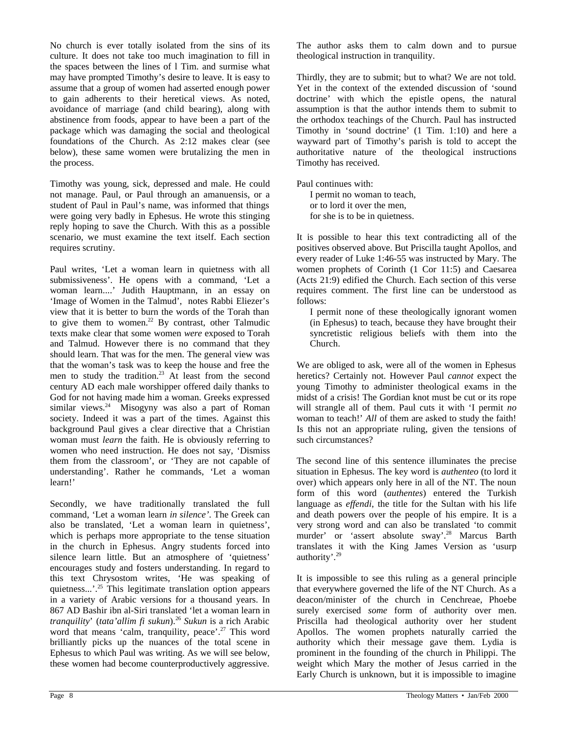No church is ever totally isolated from the sins of its culture. It does not take too much imagination to fill in the spaces between the lines of l Tim. and surmise what may have prompted Timothy's desire to leave. It is easy to assume that a group of women had asserted enough power to gain adherents to their heretical views. As noted, avoidance of marriage (and child bearing), along with abstinence from foods, appear to have been a part of the package which was damaging the social and theological foundations of the Church. As 2:12 makes clear (see below), these same women were brutalizing the men in the process.

Timothy was young, sick, depressed and male. He could not manage. Paul, or Paul through an amanuensis, or a student of Paul in Paul's name, was informed that things were going very badly in Ephesus. He wrote this stinging reply hoping to save the Church. With this as a possible scenario, we must examine the text itself. Each section requires scrutiny.

Paul writes, 'Let a woman learn in quietness with all submissiveness'. He opens with a command, 'Let a woman learn....' Judith Hauptmann, in an essay on 'Image of Women in the Talmud', notes Rabbi Eliezer's view that it is better to burn the words of the Torah than to give them to women.[22] By contrast, other Talmudic texts make clear that some women *were* exposed to Torah and Talmud. However there is no command that they should learn. That was for the men. The general view was that the woman's task was to keep the house and free the men to study the tradition.[23] At least from the second century AD each male worshipper offered daily thanks to God for not having made him a woman. Greeks expressed similar views.[24] Misogyny was also a part of Roman society. Indeed it was a part of the times. Against this background Paul gives a clear directive that a Christian woman must *learn* the faith. He is obviously referring to women who need instruction. He does not say, 'Dismiss them from the classroom', or 'They are not capable of understanding'. Rather he commands, 'Let a woman learn!'

Secondly, we have traditionally translated the full command, 'Let a woman learn *in silence'*. The Greek can also be translated, 'Let a woman learn in quietness', which is perhaps more appropriate to the tense situation in the church in Ephesus. Angry students forced into silence learn little. But an atmosphere of 'quietness' encourages study and fosters understanding. In regard to this text Chrysostom writes, 'He was speaking of quietness...'.[25] This legitimate translation option appears in a variety of Arabic versions for a thousand years. In 867 AD Bashir ibn al-Siri translated 'let a woman learn in *tranquility*' (*tata'allim fi sukun*).[26] *Sukun* is a rich Arabic word that means 'calm, tranquility, peace'.[27] This word brilliantly picks up the nuances of the total scene in Ephesus to which Paul was writing. As we will see below, these women had become counterproductively aggressive. The author asks them to calm down and to pursue theological instruction in tranquility.

Thirdly, they are to submit; but to what? We are not told. Yet in the context of the extended discussion of 'sound doctrine' with which the epistle opens, the natural assumption is that the author intends them to submit to the orthodox teachings of the Church. Paul has instructed Timothy in 'sound doctrine' (1 Tim. 1:10) and here a wayward part of Timothy's parish is told to accept the authoritative nature of the theological instructions Timothy has received.

Paul continues with:

> I permit no woman to teach,
> or to lord it over the men,
> for she is to be in quietness.

It is possible to hear this text contradicting all of the positives observed above. But Priscilla taught Apollos, and every reader of Luke 1:46-55 was instructed by Mary. The women prophets of Corinth (1 Cor 11:5) and Caesarea (Acts 21:9) edified the Church. Each section of this verse requires comment. The first line can be understood as follows:

> I permit none of these theologically ignorant women (in Ephesus) to teach, because they have brought their syncretistic religious beliefs with them into the Church.

We are obliged to ask, were all of the women in Ephesus heretics? Certainly not. However Paul *cannot* expect the young Timothy to administer theological exams in the midst of a crisis! The Gordian knot must be cut or its rope will strangle all of them. Paul cuts it with 'I permit *no* woman to teach!' *All* of them are asked to study the faith! Is this not an appropriate ruling, given the tensions of such circumstances?

The second line of this sentence illuminates the precise situation in Ephesus. The key word is *authenteo* (to lord it over) which appears only here in all of the NT. The noun form of this word (*authentes*) entered the Turkish language as *effendi*, the title for the Sultan with his life and death powers over the people of his empire. It is a very strong word and can also be translated 'to commit murder' or 'assert absolute sway'.[28] Marcus Barth translates it with the King James Version as 'usurp authority'.[29]

It is impossible to see this ruling as a general principle that everywhere governed the life of the NT Church. As a deacon/minister of the church in Cenchreae, Phoebe surely exercised *some* form of authority over men. Priscilla had theological authority over her student Apollos. The women prophets naturally carried the authority which their message gave them. Lydia is prominent in the founding of the church in Philippi. The weight which Mary the mother of Jesus carried in the Early Church is unknown, but it is impossible to imagine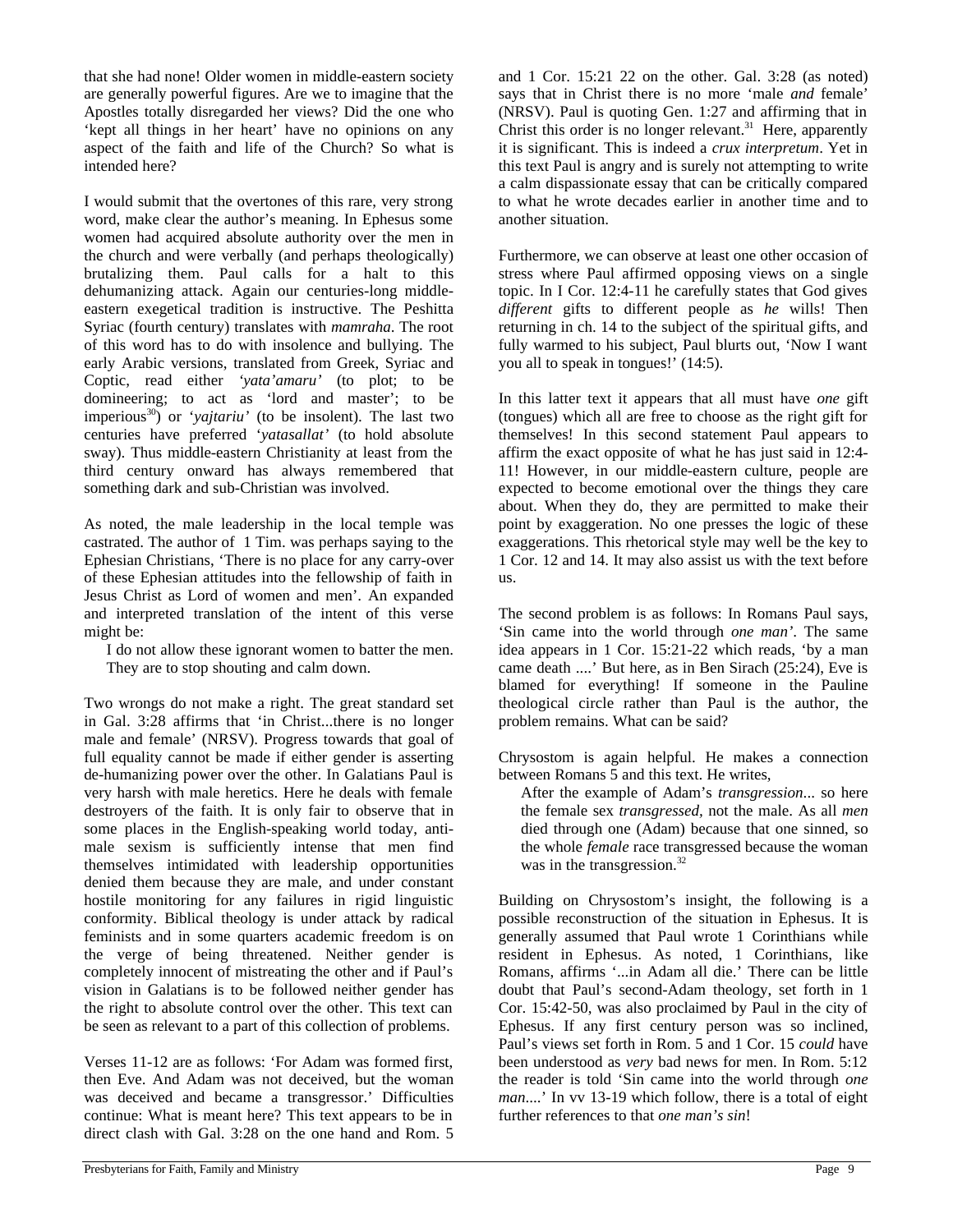that she had none! Older women in middle-eastern society are generally powerful figures. Are we to imagine that the Apostles totally disregarded her views? Did the one who 'kept all things in her heart' have no opinions on any aspect of the faith and life of the Church? So what is intended here?

I would submit that the overtones of this rare, very strong word, make clear the author's meaning. In Ephesus some women had acquired absolute authority over the men in the church and were verbally (and perhaps theologically) brutalizing them. Paul calls for a halt to this dehumanizing attack. Again our centuries-long middle-eastern exegetical tradition is instructive. The Peshitta Syriac (fourth century) translates with *mamraha*. The root of this word has to do with insolence and bullying. The early Arabic versions, translated from Greek, Syriac and Coptic, read either *'yata'amaru'* (to plot; to be domineering; to act as 'lord and master'; to be imperious[30]) or '*yajtariu'* (to be insolent). The last two centuries have preferred '*yatasallat'* (to hold absolute sway). Thus middle-eastern Christianity at least from the third century onward has always remembered that something dark and sub-Christian was involved.

As noted, the male leadership in the local temple was castrated. The author of 1 Tim. was perhaps saying to the Ephesian Christians, 'There is no place for any carry-over of these Ephesian attitudes into the fellowship of faith in Jesus Christ as Lord of women and men'. An expanded and interpreted translation of the intent of this verse might be:

> I do not allow these ignorant women to batter the men. They are to stop shouting and calm down.

Two wrongs do not make a right. The great standard set in Gal. 3:28 affirms that 'in Christ...there is no longer male and female' (NRSV). Progress towards that goal of full equality cannot be made if either gender is asserting de-humanizing power over the other. In Galatians Paul is very harsh with male heretics. Here he deals with female destroyers of the faith. It is only fair to observe that in some places in the English-speaking world today, anti-male sexism is sufficiently intense that men find themselves intimidated with leadership opportunities denied them because they are male, and under constant hostile monitoring for any failures in rigid linguistic conformity. Biblical theology is under attack by radical feminists and in some quarters academic freedom is on the verge of being threatened. Neither gender is completely innocent of mistreating the other and if Paul's vision in Galatians is to be followed neither gender has the right to absolute control over the other. This text can be seen as relevant to a part of this collection of problems.

Verses 11-12 are as follows: 'For Adam was formed first, then Eve. And Adam was not deceived, but the woman was deceived and became a transgressor.' Difficulties continue: What is meant here? This text appears to be in direct clash with Gal. 3:28 on the one hand and Rom. 5 and 1 Cor. 15:21 22 on the other. Gal. 3:28 (as noted) says that in Christ there is no more 'male *and* female' (NRSV). Paul is quoting Gen. 1:27 and affirming that in Christ this order is no longer relevant.[31] Here, apparently it is significant. This is indeed a *crux interpretum*. Yet in this text Paul is angry and is surely not attempting to write a calm dispassionate essay that can be critically compared to what he wrote decades earlier in another time and to another situation.

Furthermore, we can observe at least one other occasion of stress where Paul affirmed opposing views on a single topic. In I Cor. 12:4-11 he carefully states that God gives *different* gifts to different people as *he* wills! Then returning in ch. 14 to the subject of the spiritual gifts, and fully warmed to his subject, Paul blurts out, 'Now I want you all to speak in tongues!' (14:5).

In this latter text it appears that all must have *one* gift (tongues) which all are free to choose as the right gift for themselves! In this second statement Paul appears to affirm the exact opposite of what he has just said in 12:4-11! However, in our middle-eastern culture, people are expected to become emotional over the things they care about. When they do, they are permitted to make their point by exaggeration. No one presses the logic of these exaggerations. This rhetorical style may well be the key to 1 Cor. 12 and 14. It may also assist us with the text before us.

The second problem is as follows: In Romans Paul says, 'Sin came into the world through *one man'*. The same idea appears in 1 Cor. 15:21-22 which reads, 'by a man came death ....' But here, as in Ben Sirach (25:24), Eve is blamed for everything! If someone in the Pauline theological circle rather than Paul is the author, the problem remains. What can be said?

Chrysostom is again helpful. He makes a connection between Romans 5 and this text. He writes,

> After the example of Adam's *transgression*... so here the female sex *transgressed*, not the male. As all *men* died through one (Adam) because that one sinned, so the whole *female* race transgressed because the woman was in the transgression.[32]

Building on Chrysostom's insight, the following is a possible reconstruction of the situation in Ephesus. It is generally assumed that Paul wrote 1 Corinthians while resident in Ephesus. As noted, 1 Corinthians, like Romans, affirms '...in Adam all die.' There can be little doubt that Paul's second-Adam theology, set forth in 1 Cor. 15:42-50, was also proclaimed by Paul in the city of Ephesus. If any first century person was so inclined, Paul's views set forth in Rom. 5 and 1 Cor. 15 *could* have been understood as *very* bad news for men. In Rom. 5:12 the reader is told 'Sin came into the world through *one man*....' In vv 13-19 which follow, there is a total of eight further references to that *one man's sin*!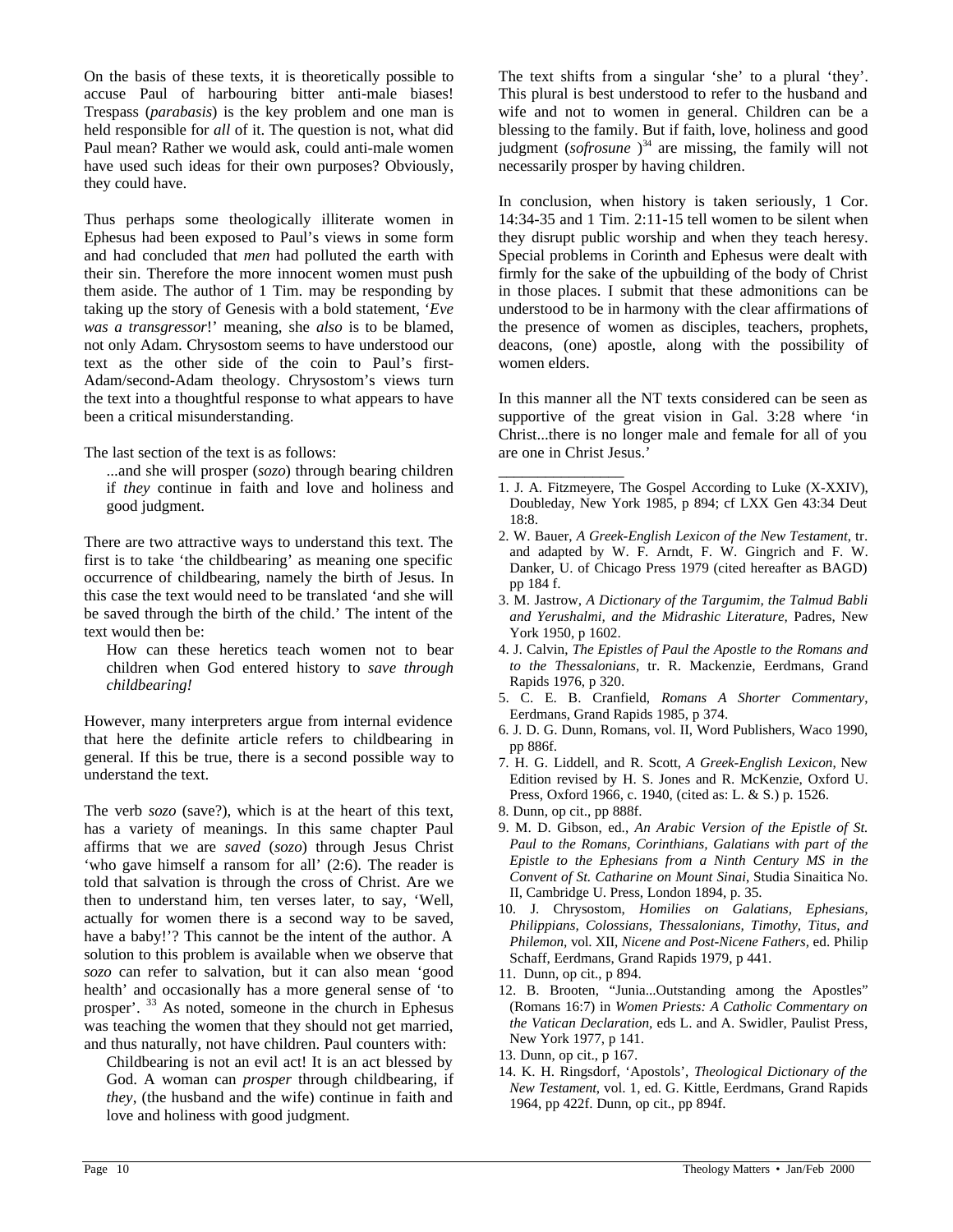On the basis of these texts, it is theoretically possible to accuse Paul of harbouring bitter anti-male biases! Trespass (*parabasis*) is the key problem and one man is held responsible for *all* of it. The question is not, what did Paul mean? Rather we would ask, could anti-male women have used such ideas for their own purposes? Obviously, they could have.

Thus perhaps some theologically illiterate women in Ephesus had been exposed to Paul's views in some form and had concluded that *men* had polluted the earth with their sin. Therefore the more innocent women must push them aside. The author of 1 Tim. may be responding by taking up the story of Genesis with a bold statement, '*Eve was a transgressor*!' meaning, she *also* is to be blamed, not only Adam. Chrysostom seems to have understood our text as the other side of the coin to Paul's first-Adam/second-Adam theology. Chrysostom's views turn the text into a thoughtful response to what appears to have been a critical misunderstanding.

The last section of the text is as follows:

> ...and she will prosper (*sozo*) through bearing children if *they* continue in faith and love and holiness and good judgment.

There are two attractive ways to understand this text. The first is to take 'the childbearing' as meaning one specific occurrence of childbearing, namely the birth of Jesus. In this case the text would need to be translated 'and she will be saved through the birth of the child.' The intent of the text would then be:

> How can these heretics teach women not to bear children when God entered history to *save through childbearing!*

However, many interpreters argue from internal evidence that here the definite article refers to childbearing in general. If this be true, there is a second possible way to understand the text.

The verb *sozo* (save?), which is at the heart of this text, has a variety of meanings. In this same chapter Paul affirms that we are *saved* (*sozo*) through Jesus Christ 'who gave himself a ransom for all' (2:6). The reader is told that salvation is through the cross of Christ. Are we then to understand him, ten verses later, to say, 'Well, actually for women there is a second way to be saved, have a baby!'? This cannot be the intent of the author. A solution to this problem is available when we observe that *sozo* can refer to salvation, but it can also mean 'good health' and occasionally has a more general sense of 'to prosper'. [33] As noted, someone in the church in Ephesus was teaching the women that they should not get married, and thus naturally, not have children. Paul counters with:

> Childbearing is not an evil act! It is an act blessed by God. A woman can *prosper* through childbearing, if *they*, (the husband and the wife) continue in faith and love and holiness with good judgment.

The text shifts from a singular 'she' to a plural 'they'. This plural is best understood to refer to the husband and wife and not to women in general. Children can be a blessing to the family. But if faith, love, holiness and good judgment (*sofrosune* )[34] are missing, the family will not necessarily prosper by having children.

In conclusion, when history is taken seriously, 1 Cor. 14:34-35 and 1 Tim. 2:11-15 tell women to be silent when they disrupt public worship and when they teach heresy. Special problems in Corinth and Ephesus were dealt with firmly for the sake of the upbuilding of the body of Christ in those places. I submit that these admonitions can be understood to be in harmony with the clear affirmations of the presence of women as disciples, teachers, prophets, deacons, (one) apostle, along with the possibility of women elders.

In this manner all the NT texts considered can be seen as supportive of the great vision in Gal. 3:28 where 'in Christ...there is no longer male and female for all of you are one in Christ Jesus.'

---

1. J. A. Fitzmeyere, The Gospel According to Luke (X-XXIV), Doubleday, New York 1985, p 894; cf LXX Gen 43:34 Deut 18:8.
2. W. Bauer, *A Greek-English Lexicon of the New Testament*, tr. and adapted by W. F. Arndt, F. W. Gingrich and F. W. Danker, U. of Chicago Press 1979 (cited hereafter as BAGD) pp 184 f.
3. M. Jastrow, *A Dictionary of the Targumim, the Talmud Babli and Yerushalmi, and the Midrashic Literature*, Padres, New York 1950, p 1602.
4. J. Calvin, *The Epistles of Paul the Apostle to the Romans and to the Thessalonians*, tr. R. Mackenzie, Eerdmans, Grand Rapids 1976, p 320.
5. C. E. B. Cranfield, *Romans A Shorter Commentary*, Eerdmans, Grand Rapids 1985, p 374.
6. J. D. G. Dunn, Romans, vol. II, Word Publishers, Waco 1990, pp 886f.
7. H. G. Liddell, and R. Scott, *A Greek-English Lexicon*, New Edition revised by H. S. Jones and R. McKenzie, Oxford U. Press, Oxford 1966, c. 1940, (cited as: L. & S.) p. 1526.
8. Dunn, op cit., pp 888f.
9. M. D. Gibson, ed., *An Arabic Version of the Epistle of St. Paul to the Romans, Corinthians, Galatians with part of the Epistle to the Ephesians from a Ninth Century MS in the Convent of St. Catharine on Mount Sinai*, Studia Sinaitica No. II, Cambridge U. Press, London 1894, p. 35.
10. J. Chrysostom, *Homilies on Galatians, Ephesians, Philippians, Colossians, Thessalonians, Timothy, Titus, and Philemon*, vol. XII, *Nicene and Post-Nicene Fathers*, ed. Philip Schaff, Eerdmans, Grand Rapids 1979, p 441.
11. Dunn, op cit., p 894.
12. B. Brooten, "Junia...Outstanding among the Apostles" (Romans 16:7) in *Women Priests: A Catholic Commentary on the Vatican Declaration*, eds L. and A. Swidler, Paulist Press, New York 1977, p 141.
13. Dunn, op cit., p 167.
14. K. H. Ringsdorf, 'Apostols', *Theological Dictionary of the New Testament*, vol. 1, ed. G. Kittle, Eerdmans, Grand Rapids 1964, pp 422f. Dunn, op cit., pp 894f.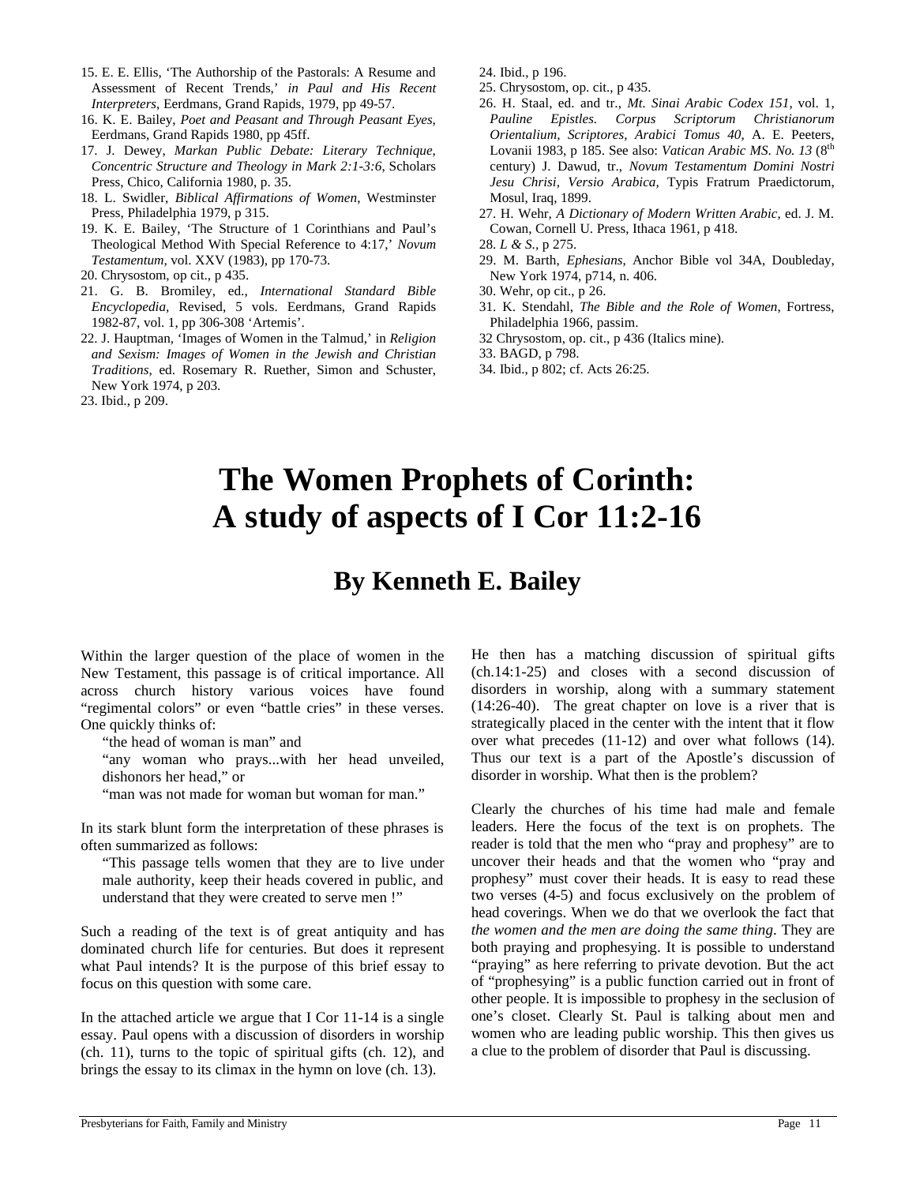15. E. E. Ellis, 'The Authorship of the Pastorals: A Resume and Assessment of Recent Trends,' *in Paul and His Recent Interpreters*, Eerdmans, Grand Rapids, 1979, pp 49-57.
16. K. E. Bailey, *Poet and Peasant and Through Peasant Eyes*, Eerdmans, Grand Rapids 1980, pp 45ff.
17. J. Dewey, *Markan Public Debate: Literary Technique, Concentric Structure and Theology in Mark 2:1-3:6*, Scholars Press, Chico, California 1980, p. 35.
18. L. Swidler, *Biblical Affirmations of Women*, Westminster Press, Philadelphia 1979, p 315.
19. K. E. Bailey, 'The Structure of 1 Corinthians and Paul's Theological Method With Special Reference to 4:17,' *Novum Testamentum*, vol. XXV (1983), pp 170-73.
20. Chrysostom, op cit., p 435.
21. G. B. Bromiley, ed., *International Standard Bible Encyclopedia*, Revised, 5 vols. Eerdmans, Grand Rapids 1982-87, vol. 1, pp 306-308 'Artemis'.
22. J. Hauptman, 'Images of Women in the Talmud,' in *Religion and Sexism: Images of Women in the Jewish and Christian Traditions*, ed. Rosemary R. Ruether, Simon and Schuster, New York 1974, p 203.
23. Ibid., p 209.
24. Ibid., p 196.
25. Chrysostom, op. cit., p 435.
26. H. Staal, ed. and tr., *Mt. Sinai Arabic Codex 151*, vol. 1, *Pauline Epistles. Corpus Scriptorum Christianorum Orientalium, Scriptores, Arabici Tomus 40*, A. E. Peeters, Lovanii 1983, p 185. See also: *Vatican Arabic MS. No. 13* (8th century) J. Dawud, tr., *Novum Testamentum Domini Nostri Jesu Chrisi, Versio Arabica*, Typis Fratrum Praedictorum, Mosul, Iraq, 1899.
27. H. Wehr, *A Dictionary of Modern Written Arabic*, ed. J. M. Cowan, Cornell U. Press, Ithaca 1961, p 418.
28. *L & S.*, p 275.
29. M. Barth, *Ephesians*, Anchor Bible vol 34A, Doubleday, New York 1974, p714, n. 406.
30. Wehr, op cit., p 26.
31. K. Stendahl, *The Bible and the Role of Women*, Fortress, Philadelphia 1966, passim.
32 Chrysostom, op. cit., p 436 (Italics mine).
33. BAGD, p 798.
34. Ibid., p 802; cf. Acts 26:25.

# The Women Prophets of Corinth: A study of aspects of I Cor 11:2-16

## By Kenneth E. Bailey

Within the larger question of the place of women in the New Testament, this passage is of critical importance. All across church history various voices have found "regimental colors" or even "battle cries" in these verses. One quickly thinks of:

> "the head of woman is man" and
> "any woman who prays...with her head unveiled, dishonors her head," or
> "man was not made for woman but woman for man."

In its stark blunt form the interpretation of these phrases is often summarized as follows:

> "This passage tells women that they are to live under male authority, keep their heads covered in public, and understand that they were created to serve men !"

Such a reading of the text is of great antiquity and has dominated church life for centuries. But does it represent what Paul intends? It is the purpose of this brief essay to focus on this question with some care.

In the attached article we argue that I Cor 11-14 is a single essay. Paul opens with a discussion of disorders in worship (ch. 11), turns to the topic of spiritual gifts (ch. 12), and brings the essay to its climax in the hymn on love (ch. 13). He then has a matching discussion of spiritual gifts (ch.14:1-25) and closes with a second discussion of disorders in worship, along with a summary statement (14:26-40). The great chapter on love is a river that is strategically placed in the center with the intent that it flow over what precedes (11-12) and over what follows (14). Thus our text is a part of the Apostle's discussion of disorder in worship. What then is the problem?

Clearly the churches of his time had male and female leaders. Here the focus of the text is on prophets. The reader is told that the men who "pray and prophesy" are to uncover their heads and that the women who "pray and prophesy" must cover their heads. It is easy to read these two verses (4-5) and focus exclusively on the problem of head coverings. When we do that we overlook the fact that *the women and the men are doing the same thing*. They are both praying and prophesying. It is possible to understand "praying" as here referring to private devotion. But the act of "prophesying" is a public function carried out in front of other people. It is impossible to prophesy in the seclusion of one's closet. Clearly St. Paul is talking about men and women who are leading public worship. This then gives us a clue to the problem of disorder that Paul is discussing.